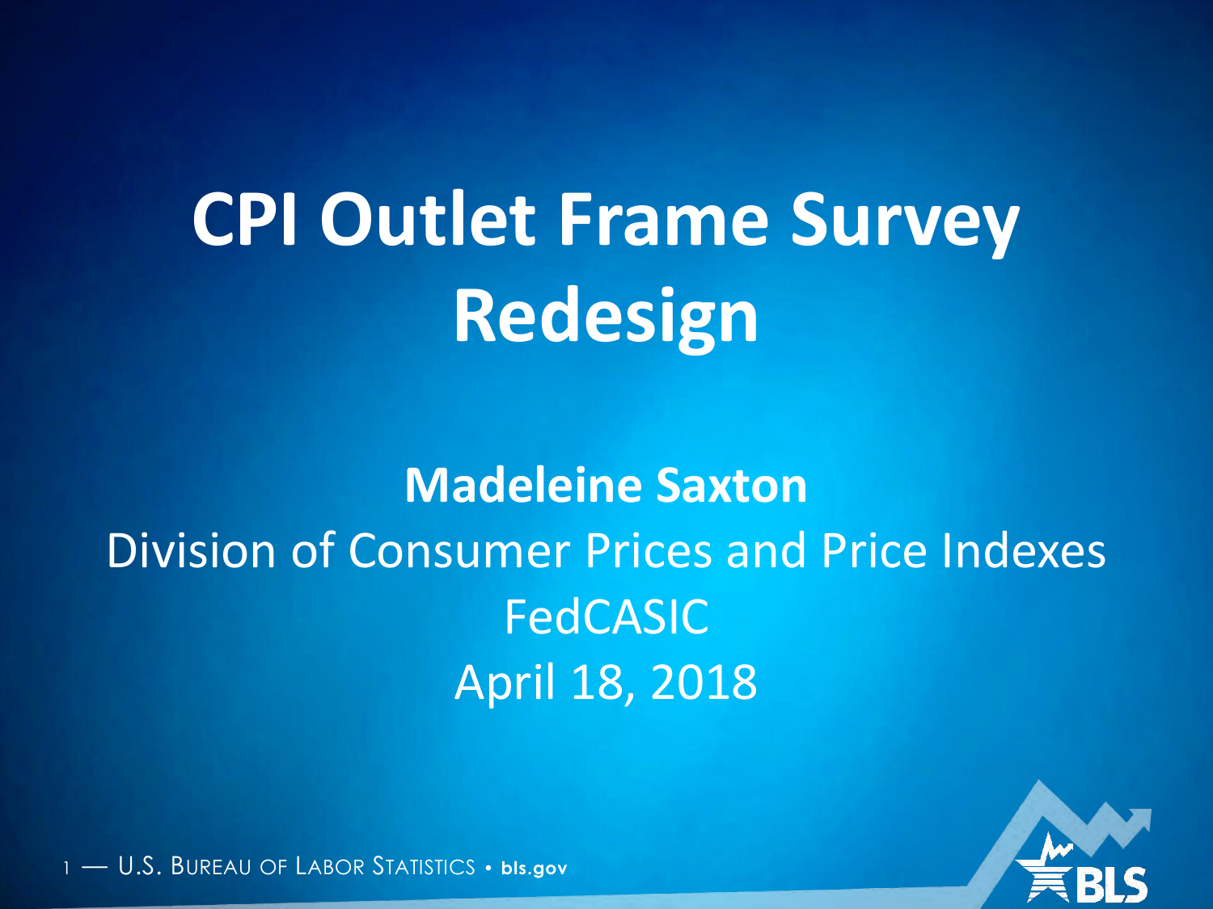# CPI Outlet Frame Survey Redesign

**Madeleine Saxton**

Division of Consumer Prices and Price Indexes

FedCASIC

April 18, 2018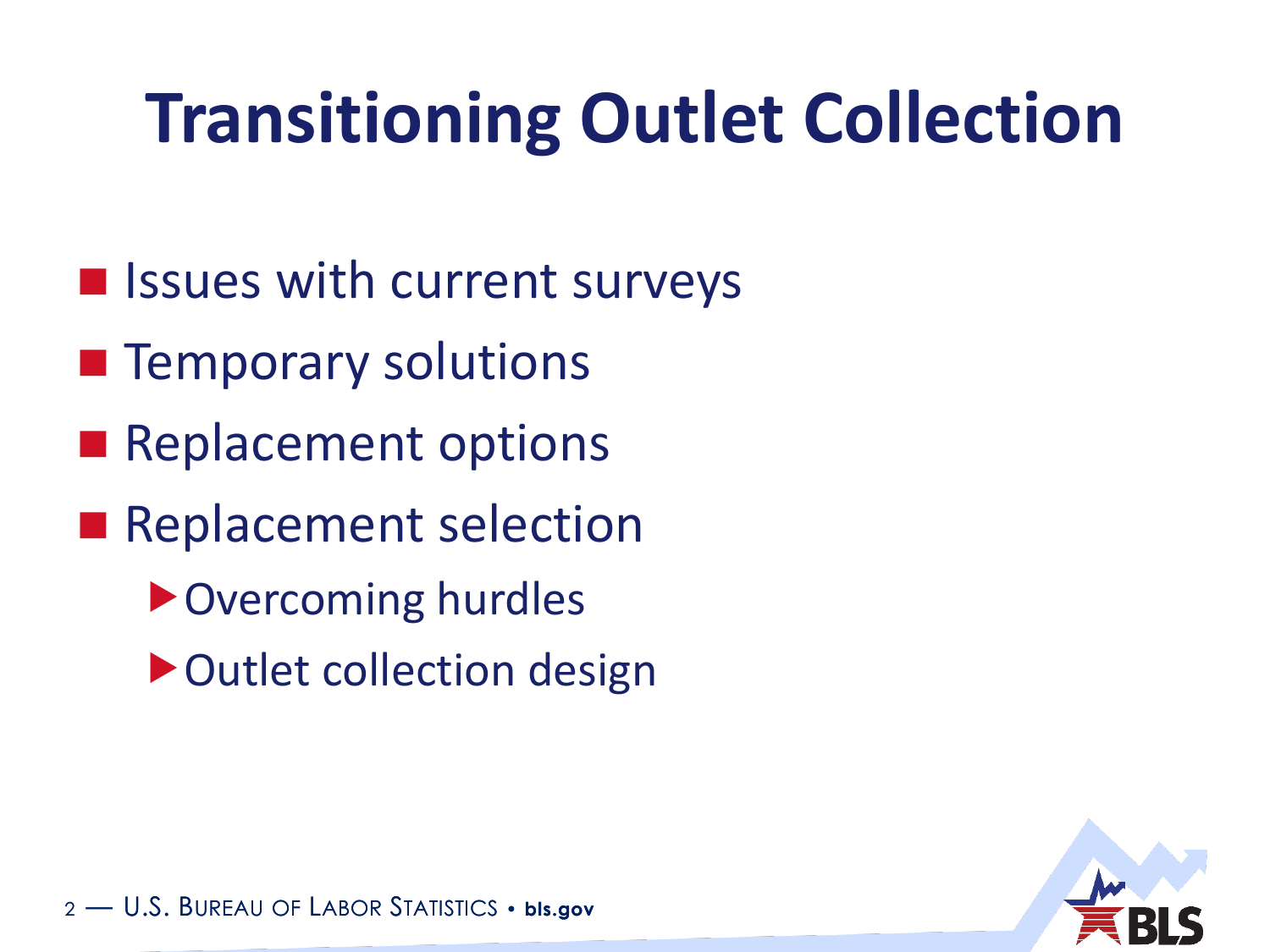# Transitioning Outlet Collection

- Issues with current surveys
- Temporary solutions
- Replacement options
- Replacement selection
  - Overcoming hurdles
  - Outlet collection design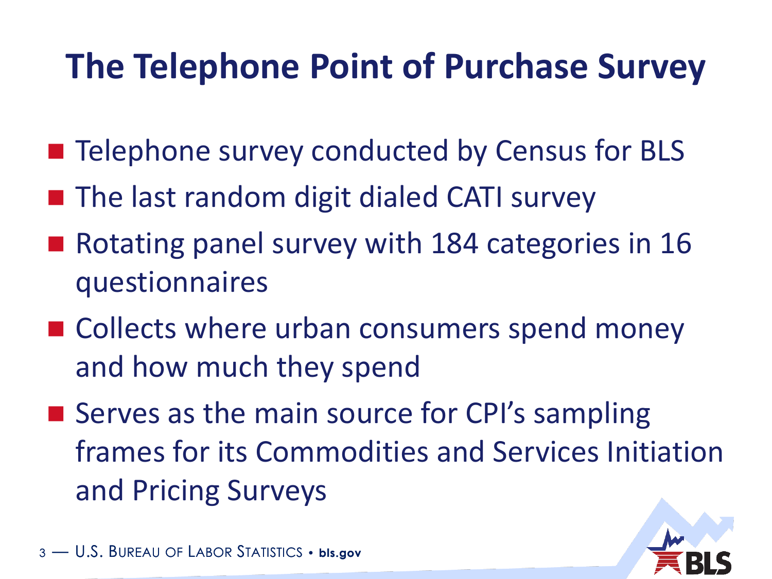# The Telephone Point of Purchase Survey

- Telephone survey conducted by Census for BLS
- The last random digit dialed CATI survey
- Rotating panel survey with 184 categories in 16 questionnaires
- Collects where urban consumers spend money and how much they spend
- Serves as the main source for CPI's sampling frames for its Commodities and Services Initiation and Pricing Surveys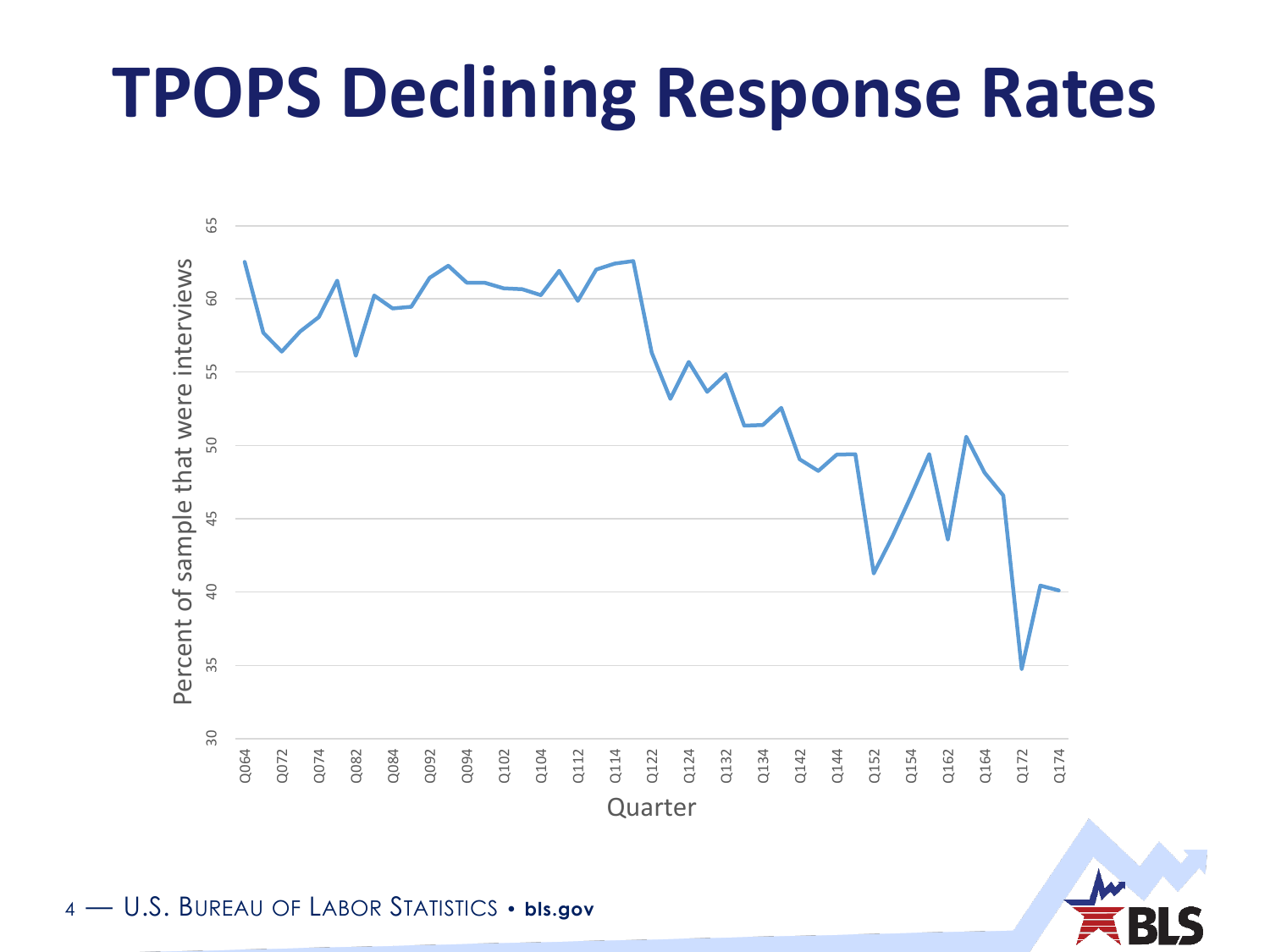# TPOPS Declining Response Rates

Percent of sample that were interviews

65
60
55
50
45
40
35
30

Q064 Q072 Q074 Q082 Q084 Q092 Q094 Q102 Q104 Q112 Q114 Q122 Q124 Q132 Q134 Q142 Q144 Q152 Q154 Q162 Q164 Q172 Q174

Quarter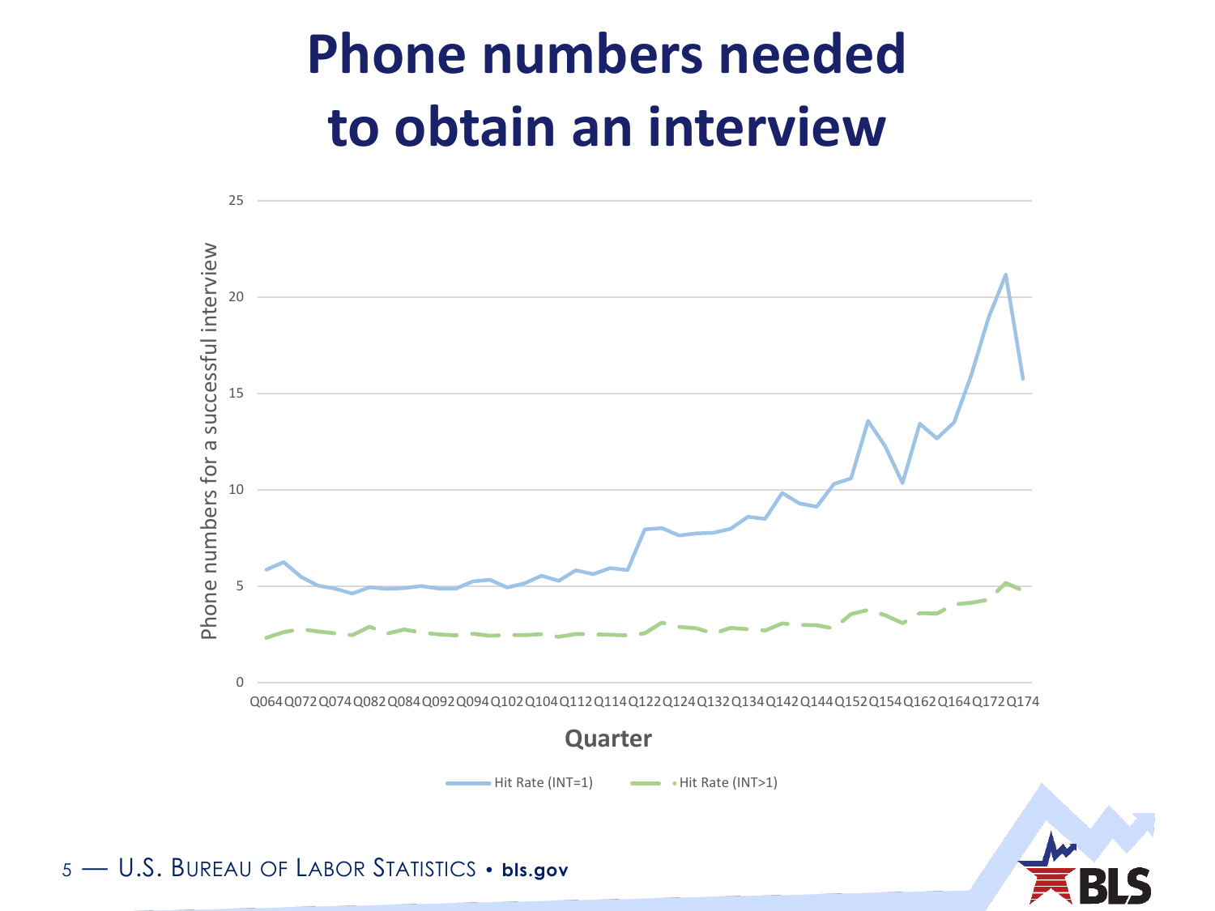# Phone numbers needed to obtain an interview

Phone numbers for a successful interview

25

20

15

10

5

0

Q064 Q072 Q074 Q082 Q084 Q092 Q094 Q102 Q104 Q112 Q114 Q122 Q124 Q132 Q134 Q142 Q144 Q152 Q154 Q162 Q164 Q172 Q174

Quarter

Hit Rate (INT=1)

Hit Rate (INT>1)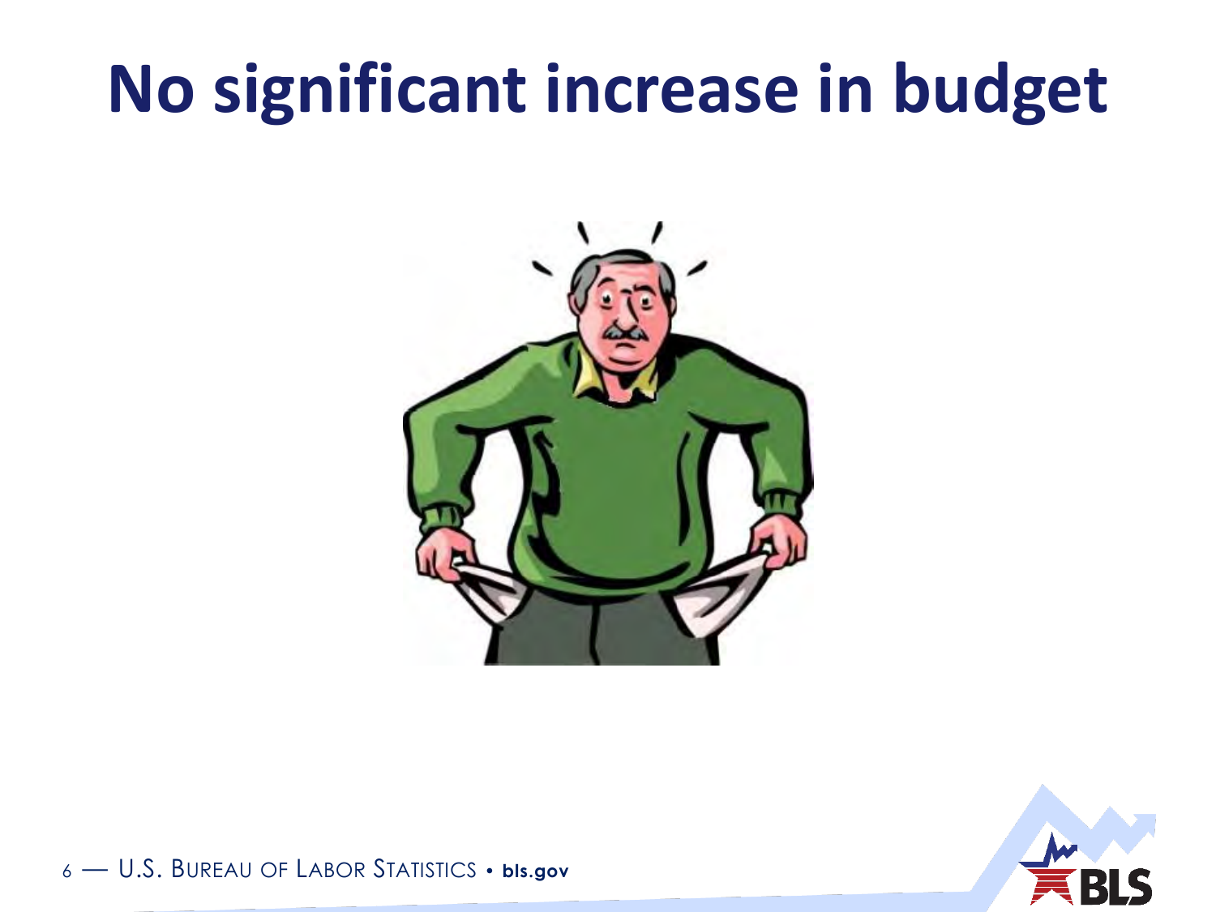# No significant increase in budget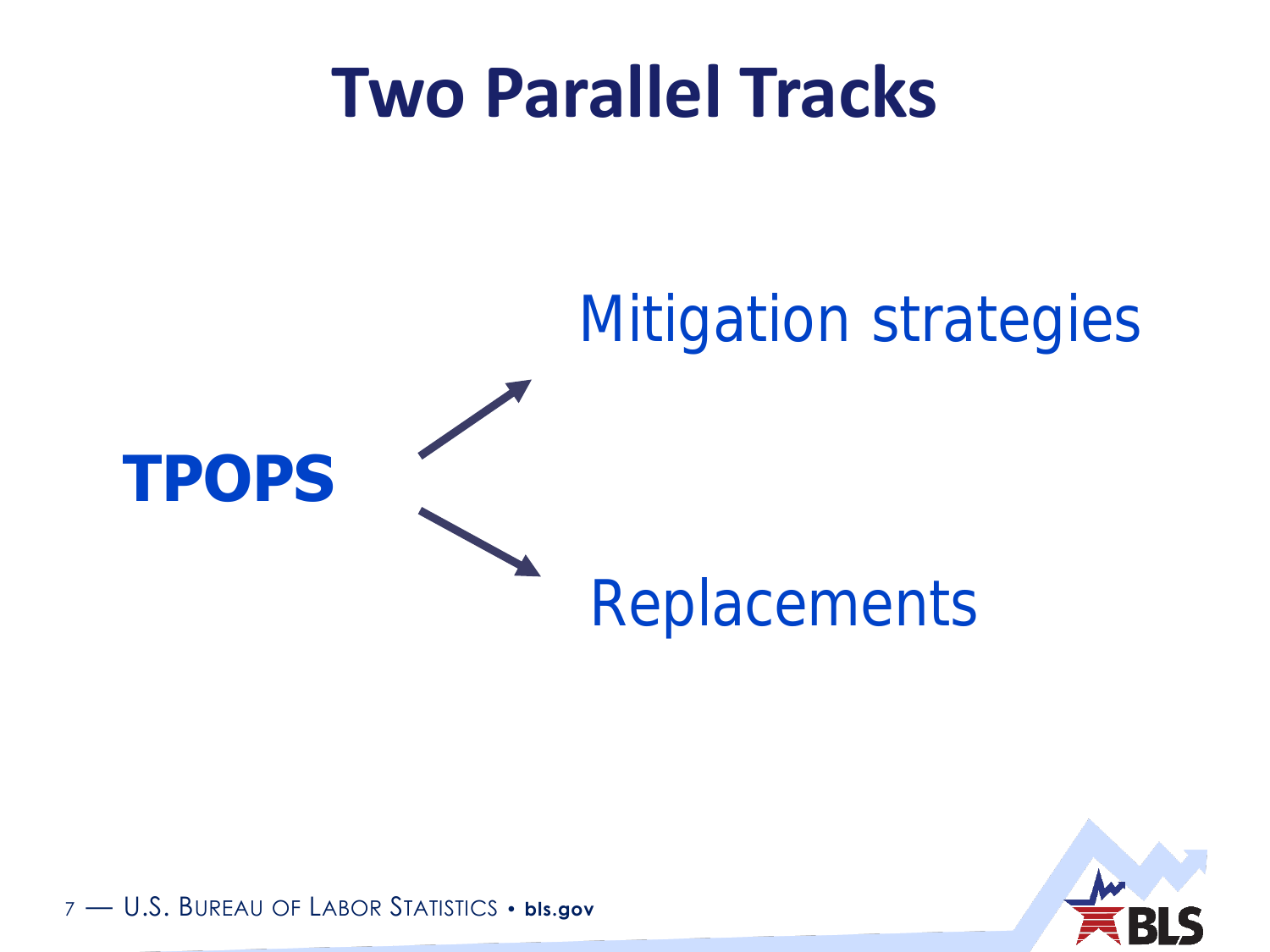# Two Parallel Tracks

**TPOPS**

Mitigation strategies

Replacements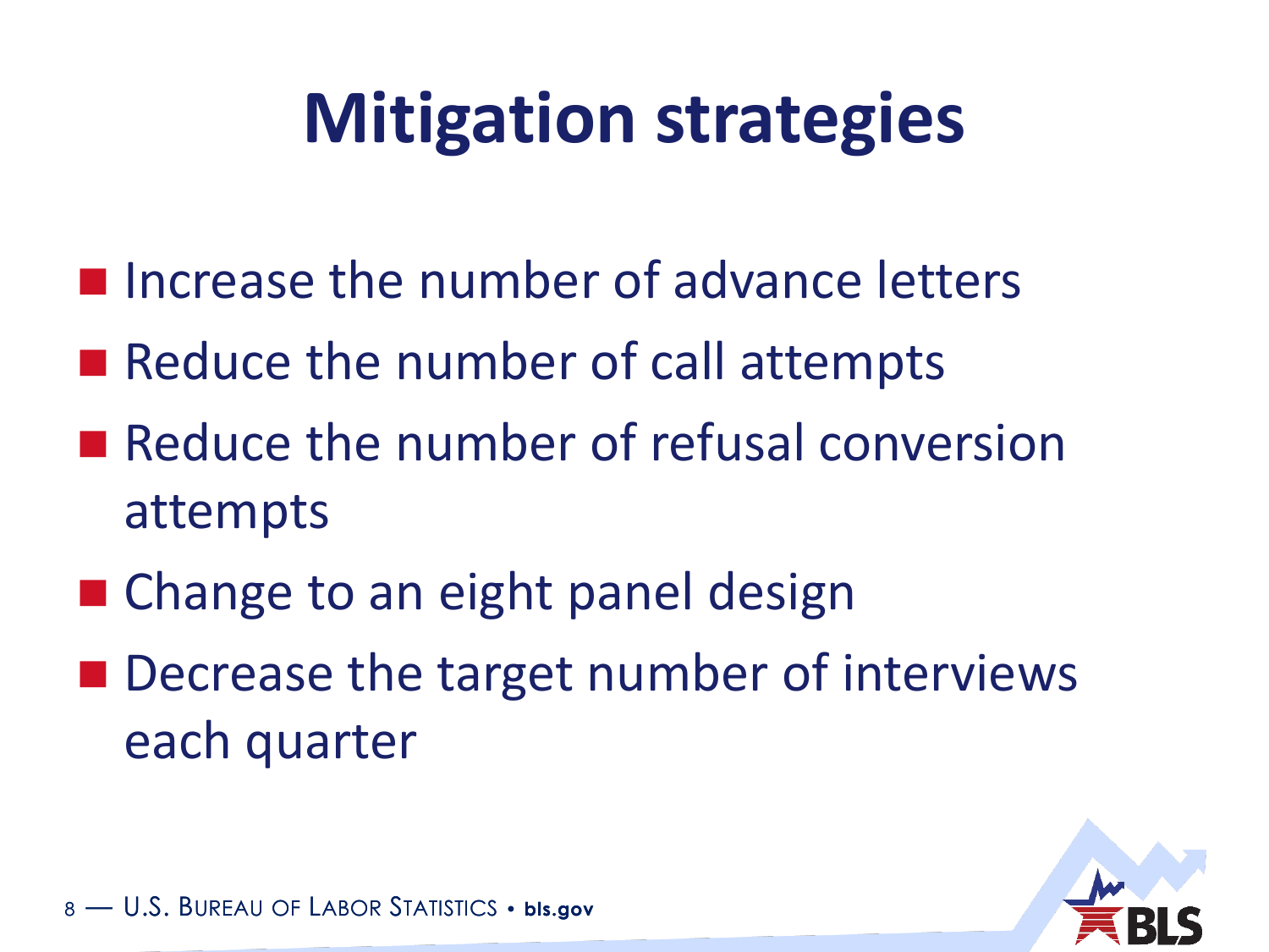# Mitigation strategies

- Increase the number of advance letters
- Reduce the number of call attempts
- Reduce the number of refusal conversion attempts
- Change to an eight panel design
- Decrease the target number of interviews each quarter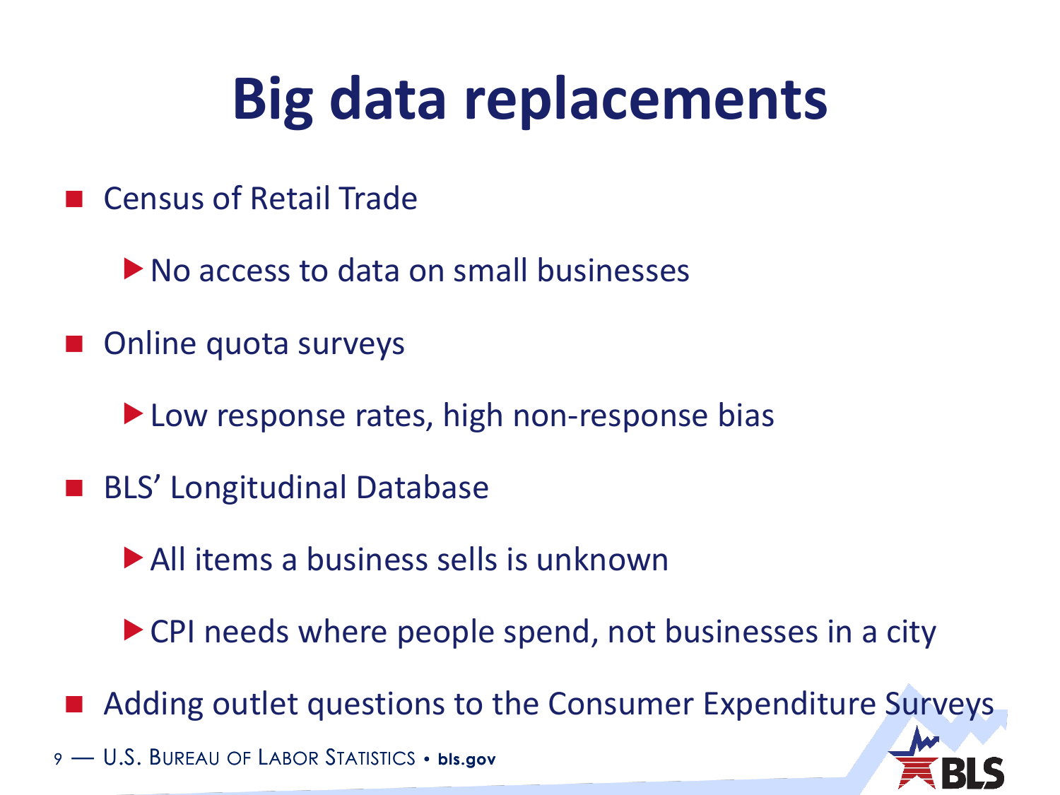# Big data replacements

- Census of Retail Trade
  - No access to data on small businesses
- Online quota surveys
  - Low response rates, high non-response bias
- BLS' Longitudinal Database
  - All items a business sells is unknown
  - CPI needs where people spend, not businesses in a city
- Adding outlet questions to the Consumer Expenditure Surveys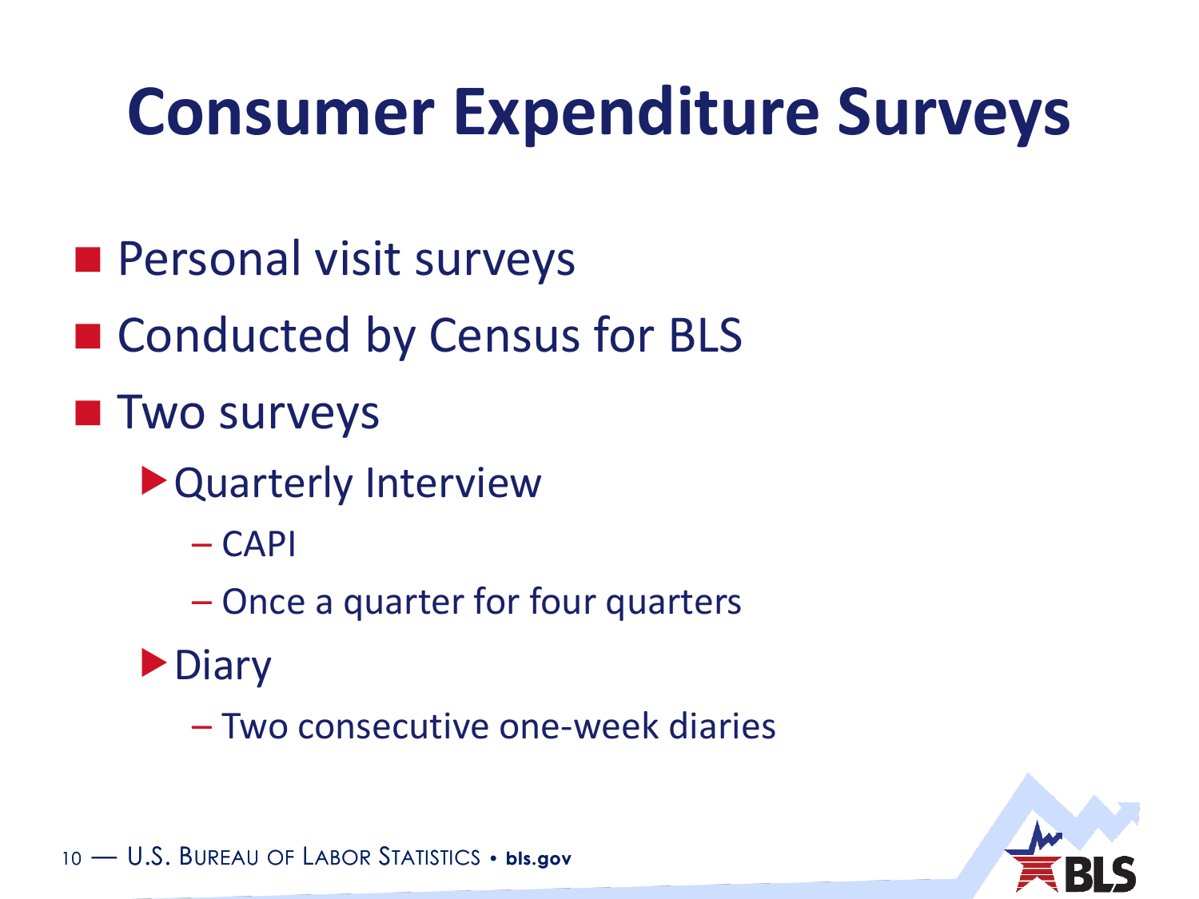# Consumer Expenditure Surveys

- Personal visit surveys
- Conducted by Census for BLS
- Two surveys
  - Quarterly Interview
    - CAPI
    - Once a quarter for four quarters
  - Diary
    - Two consecutive one-week diaries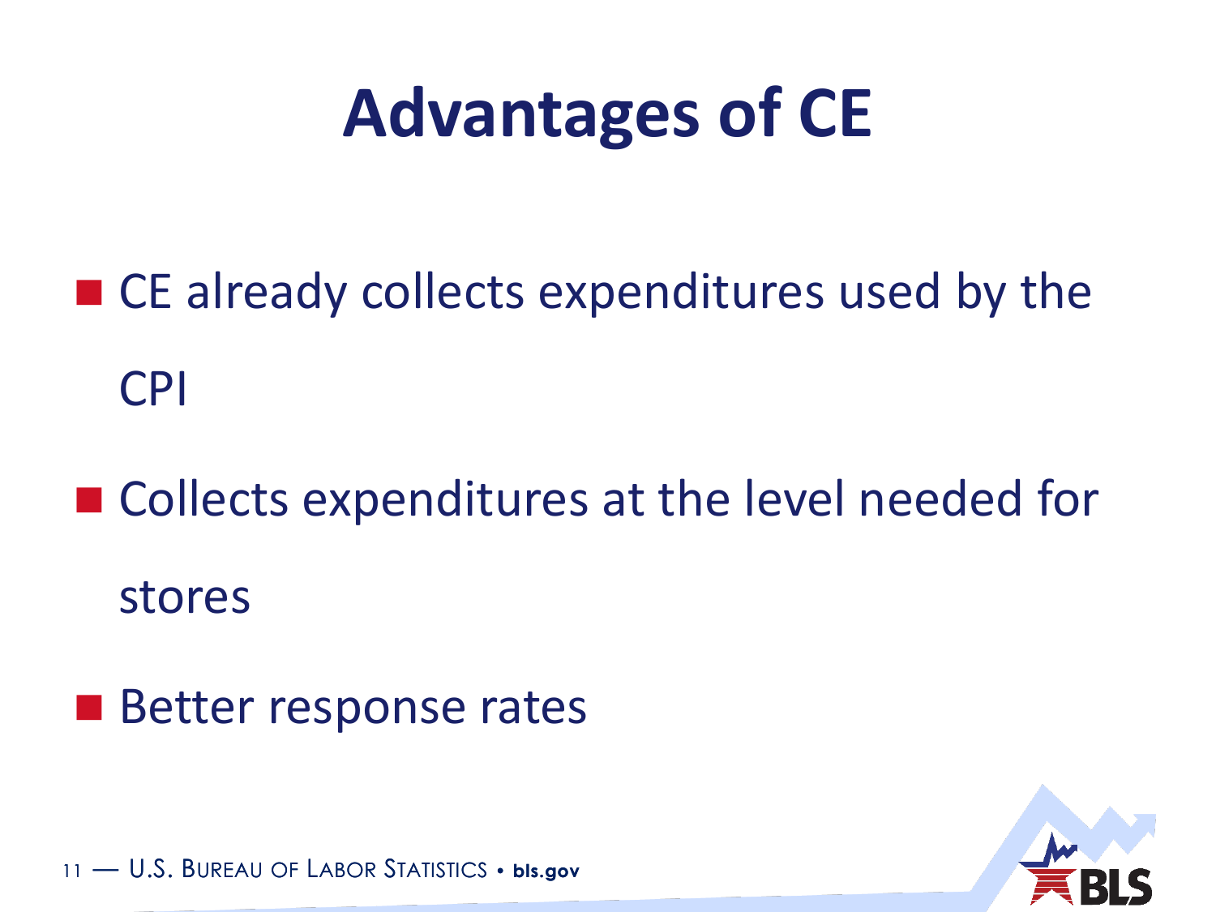# Advantages of CE

- CE already collects expenditures used by the CPI
- Collects expenditures at the level needed for stores
- Better response rates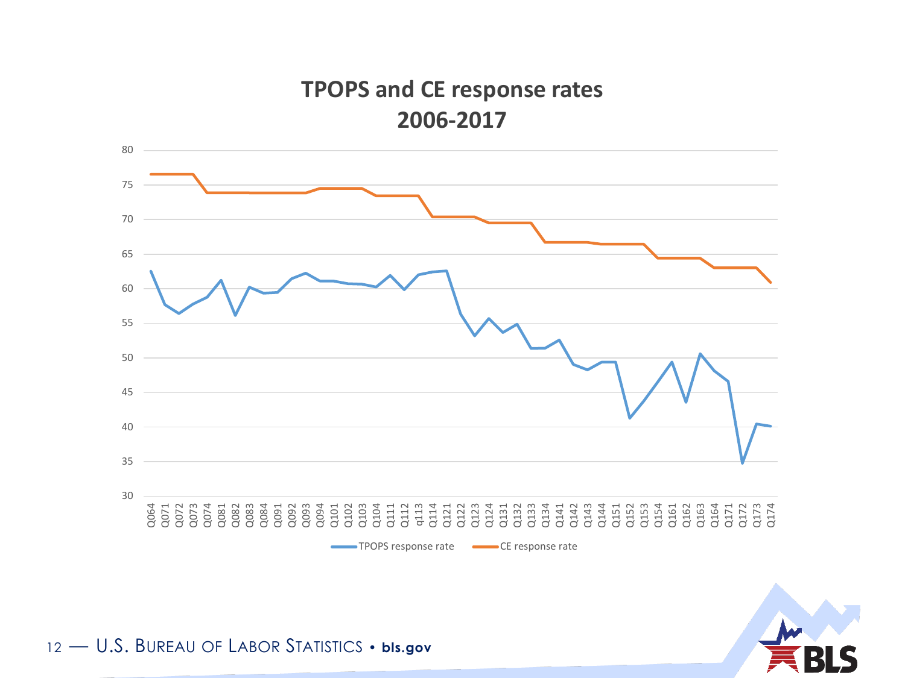# TPOPS and CE response rates 2006-2017

80
75
70
65
60
55
50
45
40
35
30

Q064 Q071 Q072 Q073 Q074 Q081 Q082 Q083 Q084 Q091 Q092 Q093 Q094 Q101 Q102 Q103 Q104 Q111 Q112 q113 Q114 Q121 Q122 Q123 Q124 Q131 Q132 Q133 Q134 Q141 Q142 Q143 Q144 Q151 Q152 Q153 Q154 Q161 Q162 Q163 Q164 Q171 Q172 Q173 Q174

TPOPS response rate
CE response rate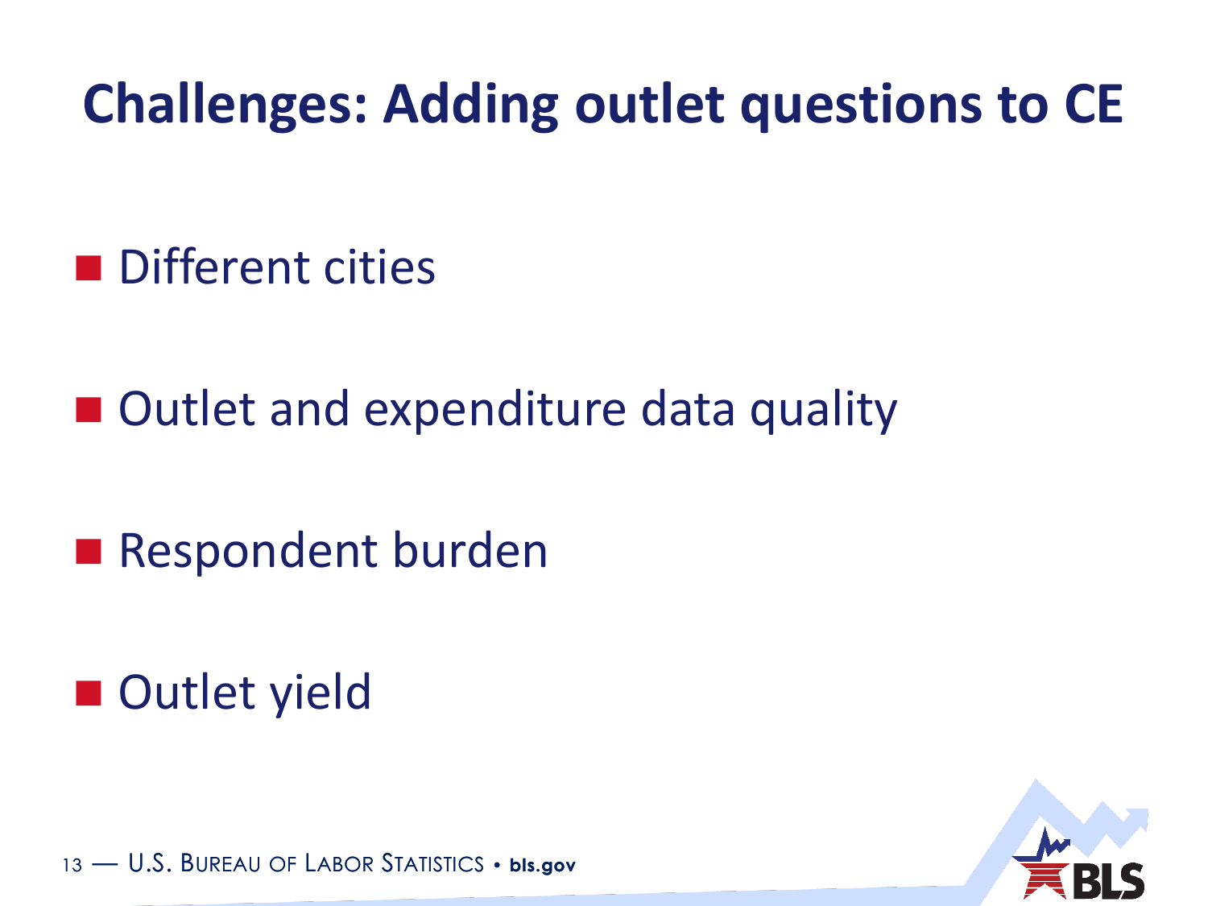# Challenges: Adding outlet questions to CE

- Different cities
- Outlet and expenditure data quality
- Respondent burden
- Outlet yield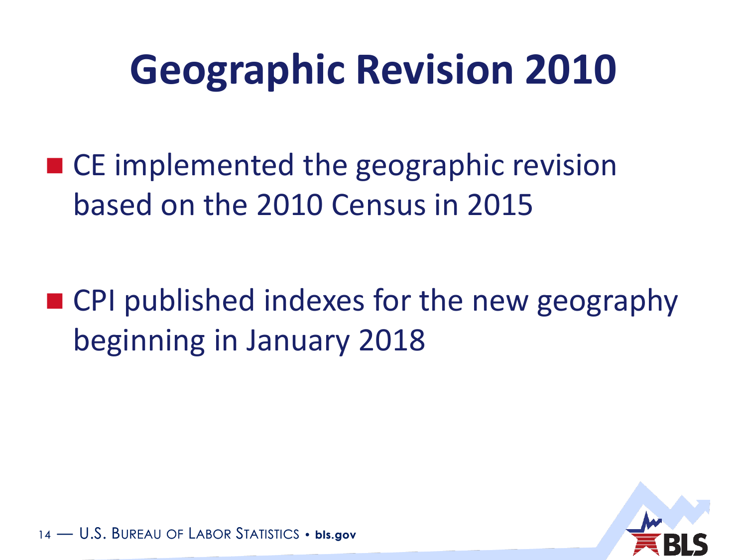# Geographic Revision 2010

- CE implemented the geographic revision based on the 2010 Census in 2015

- CPI published indexes for the new geography beginning in January 2018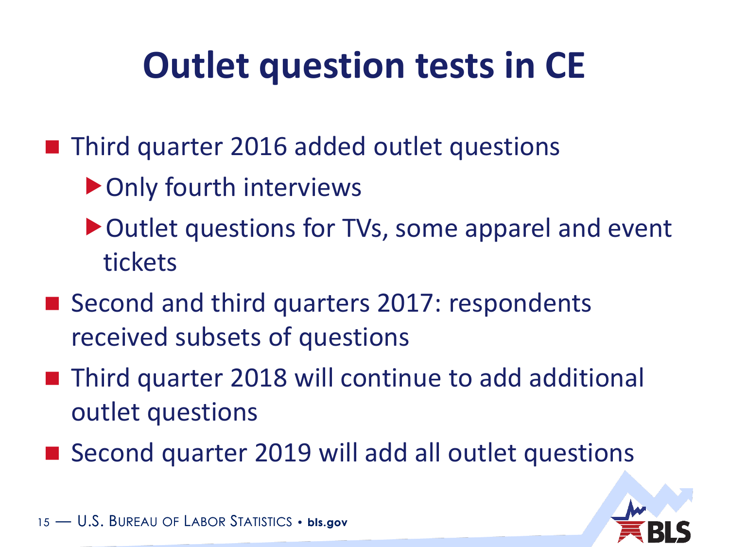# Outlet question tests in CE

- Third quarter 2016 added outlet questions
  - Only fourth interviews
  - Outlet questions for TVs, some apparel and event tickets
- Second and third quarters 2017: respondents received subsets of questions
- Third quarter 2018 will continue to add additional outlet questions
- Second quarter 2019 will add all outlet questions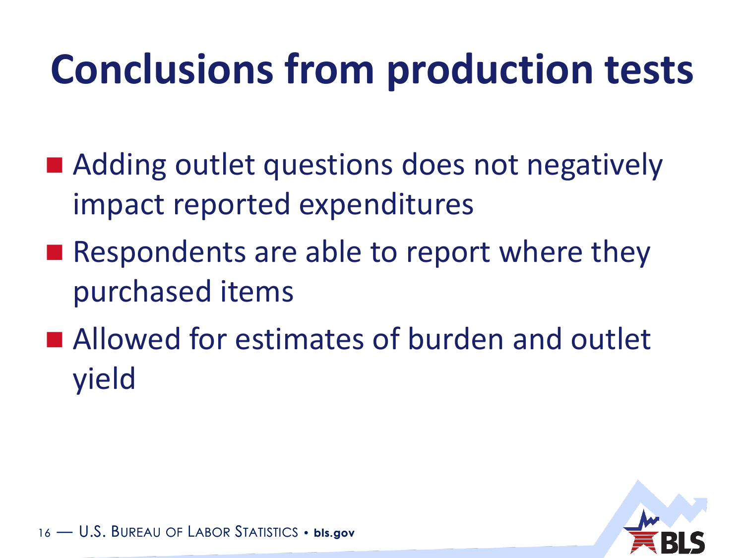# Conclusions from production tests

- Adding outlet questions does not negatively impact reported expenditures
- Respondents are able to report where they purchased items
- Allowed for estimates of burden and outlet yield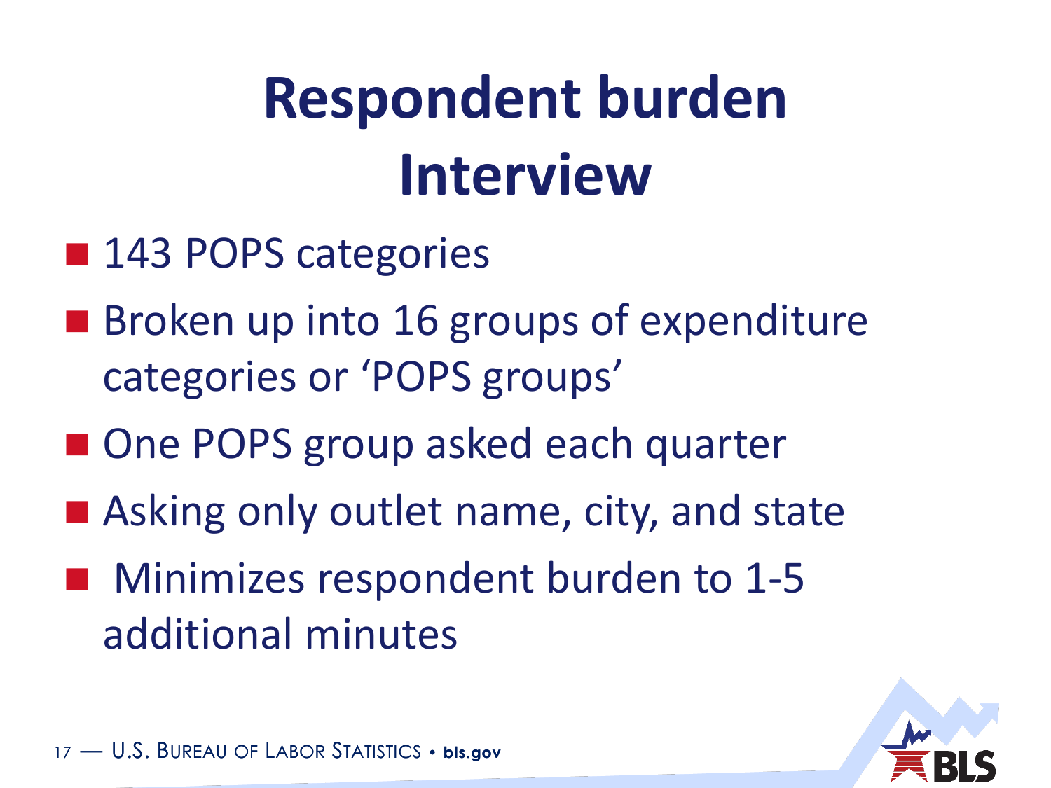# Respondent burden Interview

- 143 POPS categories
- Broken up into 16 groups of expenditure categories or 'POPS groups'
- One POPS group asked each quarter
- Asking only outlet name, city, and state
- Minimizes respondent burden to 1-5 additional minutes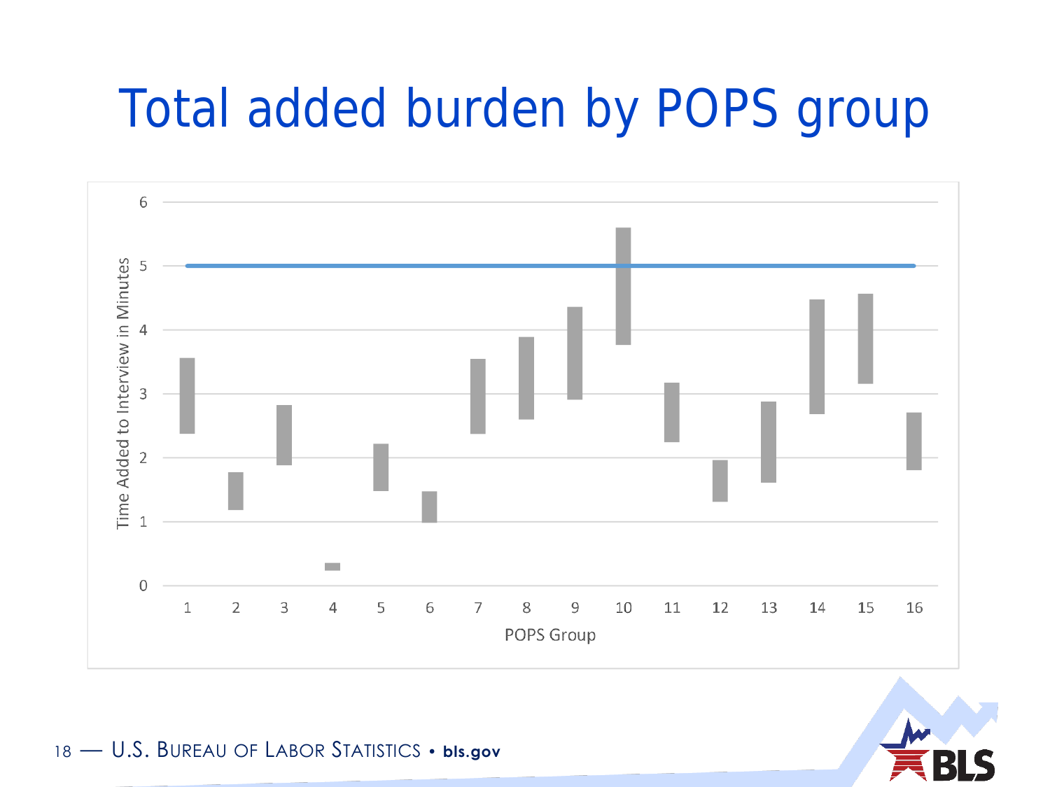# Total added burden by POPS group

Time Added to Interview in Minutes

6
5
4
3
2
1
0

1 2 3 4 5 6 7 8 9 10 11 12 13 14 15 16

POPS Group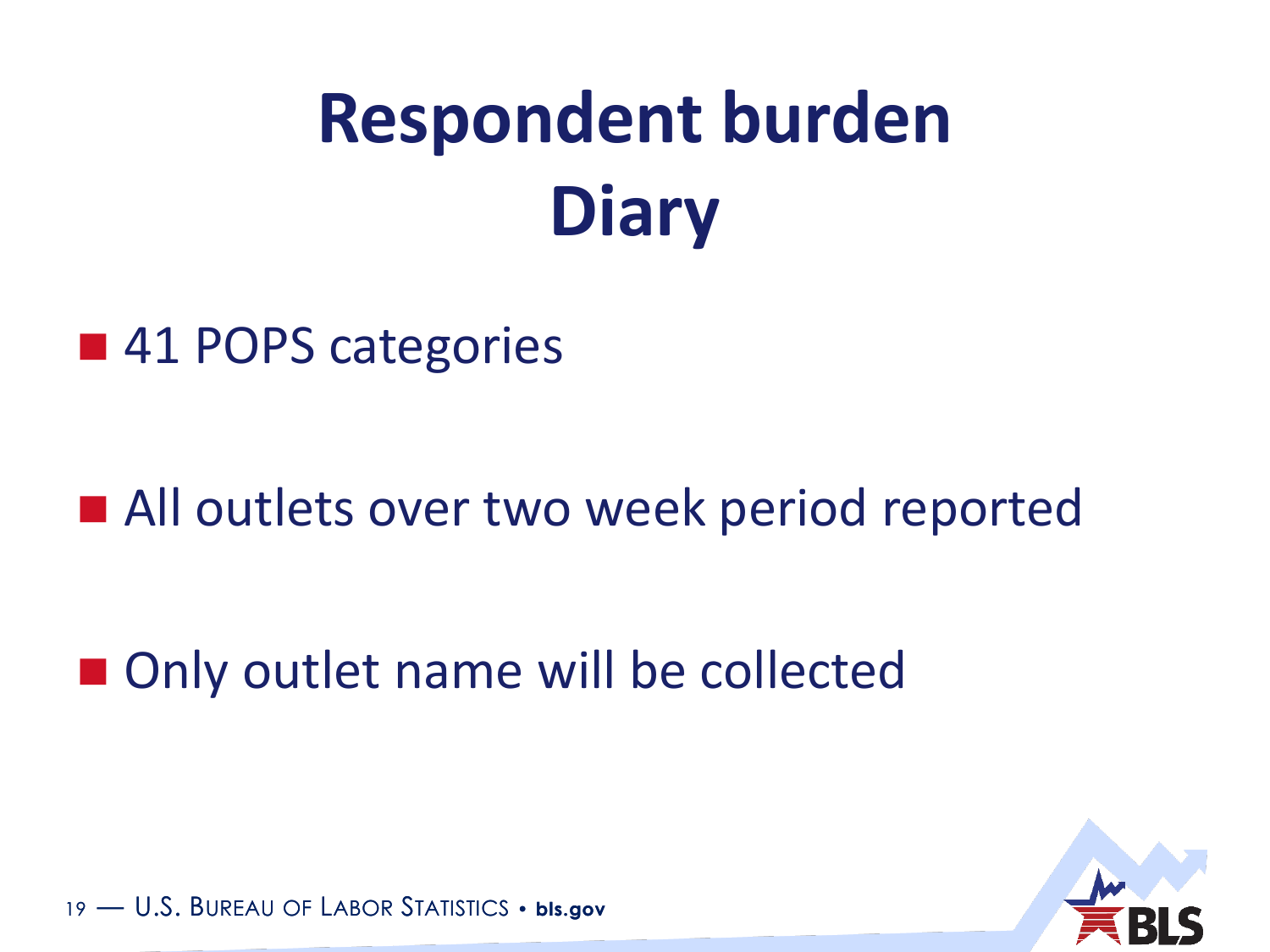# Respondent burden
# Diary

- 41 POPS categories
- All outlets over two week period reported
- Only outlet name will be collected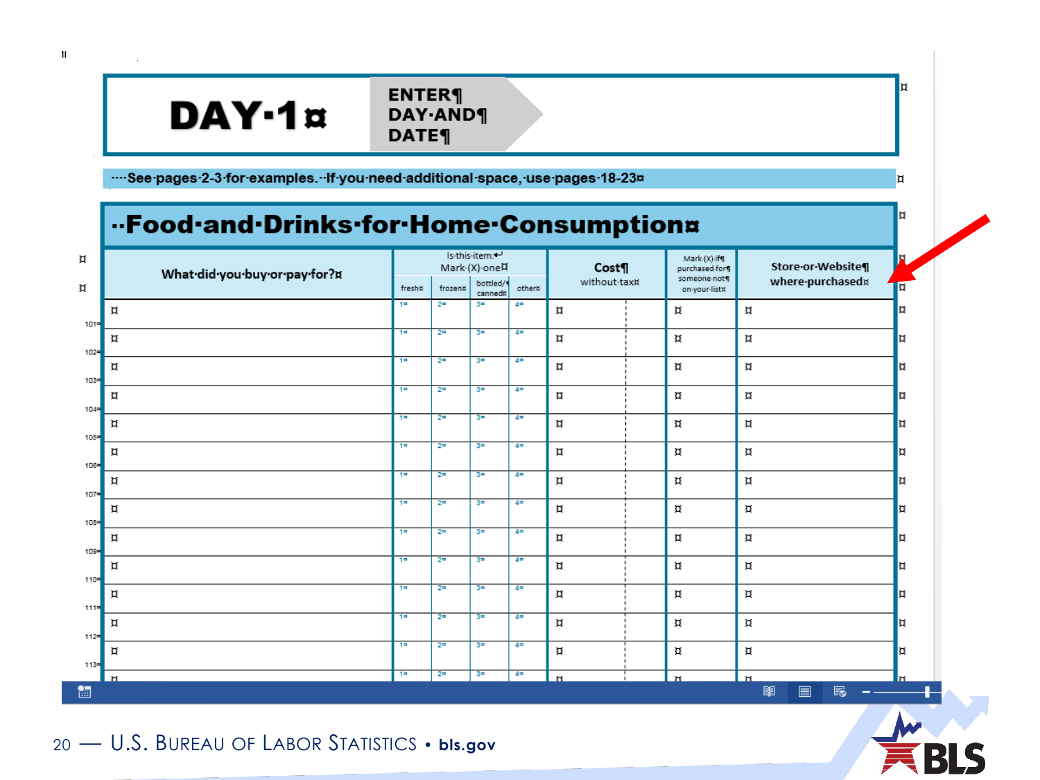# DAY 1

ENTER DAY AND DATE

See pages 2-3 for examples. If you need additional space, use pages 18-23

## Food and Drinks for Home Consumption

| | What did you buy or pay for? | Is this item: Mark (X) one | | | | Cost without tax | Mark (X) if purchased for someone not on your list | Store or Website where purchased |
|---|---|---|---|---|---|---|---|---|
| | | fresh | frozen | bottled/ canned | other | | | |
| 101 | | 1 | 2 | 3 | 4 | | | |
| 102 | | 1 | 2 | 3 | 4 | | | |
| 103 | | 1 | 2 | 3 | 4 | | | |
| 104 | | 1 | 2 | 3 | 4 | | | |
| 105 | | 1 | 2 | 3 | 4 | | | |
| 106 | | 1 | 2 | 3 | 4 | | | |
| 107 | | 1 | 2 | 3 | 4 | | | |
| 108 | | 1 | 2 | 3 | 4 | | | |
| 109 | | 1 | 2 | 3 | 4 | | | |
| 110 | | 1 | 2 | 3 | 4 | | | |
| 111 | | 1 | 2 | 3 | 4 | | | |
| 112 | | 1 | 2 | 3 | 4 | | | |
| 113 | | 1 | 2 | 3 | 4 | | | |
| | | 1 | 2 | 3 | 4 | | | |

U.S. Bureau of Labor Statistics • bls.gov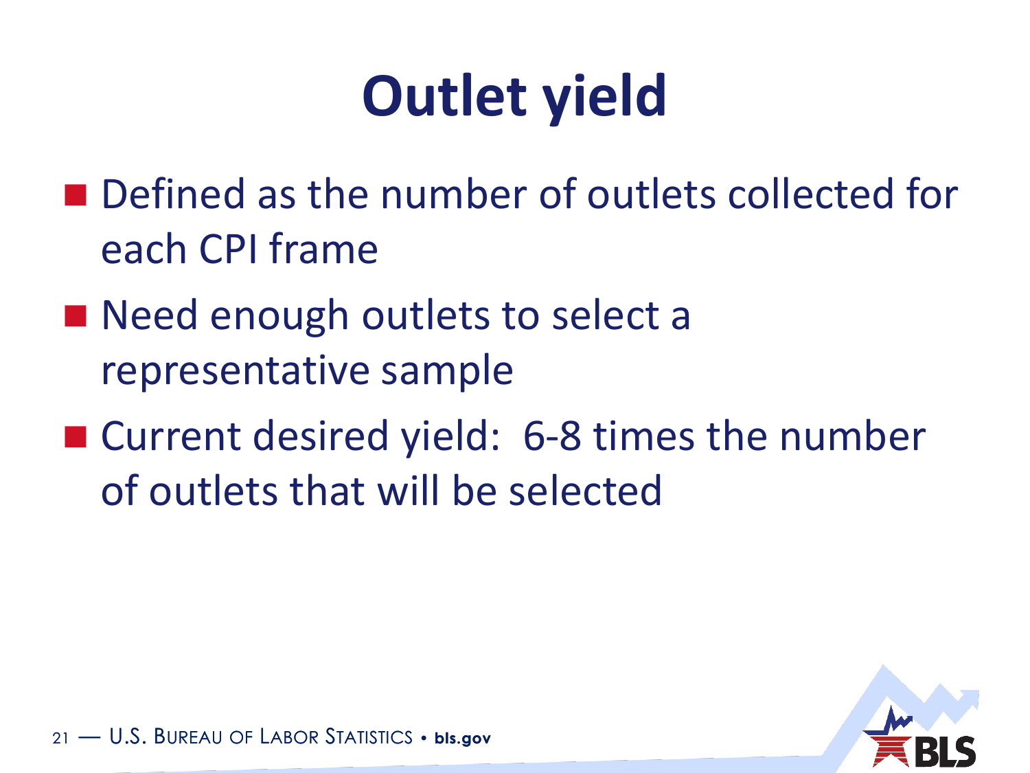# Outlet yield

- Defined as the number of outlets collected for each CPI frame
- Need enough outlets to select a representative sample
- Current desired yield: 6-8 times the number of outlets that will be selected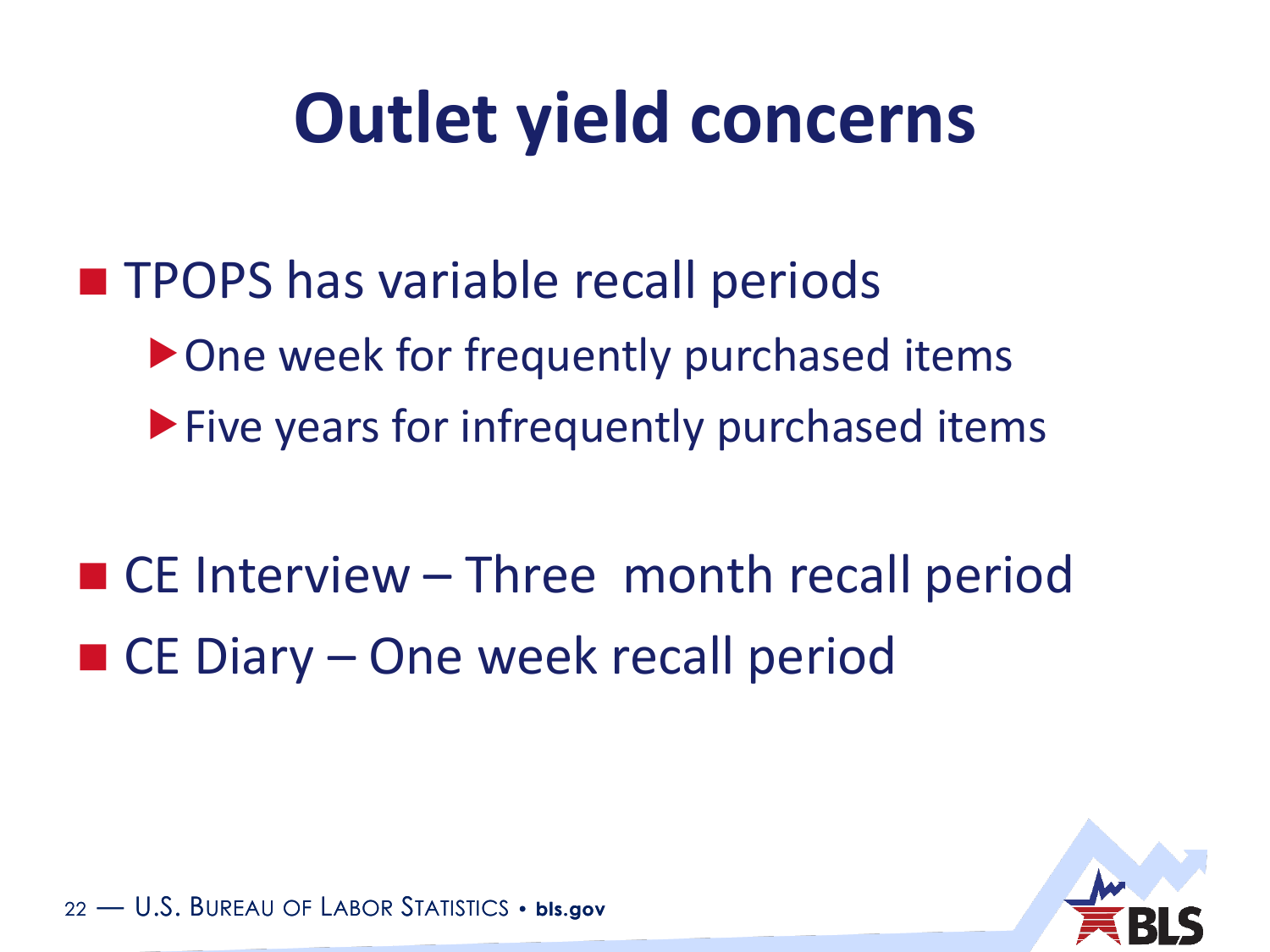# Outlet yield concerns

- TPOPS has variable recall periods
  - One week for frequently purchased items
  - Five years for infrequently purchased items

- CE Interview – Three month recall period
- CE Diary – One week recall period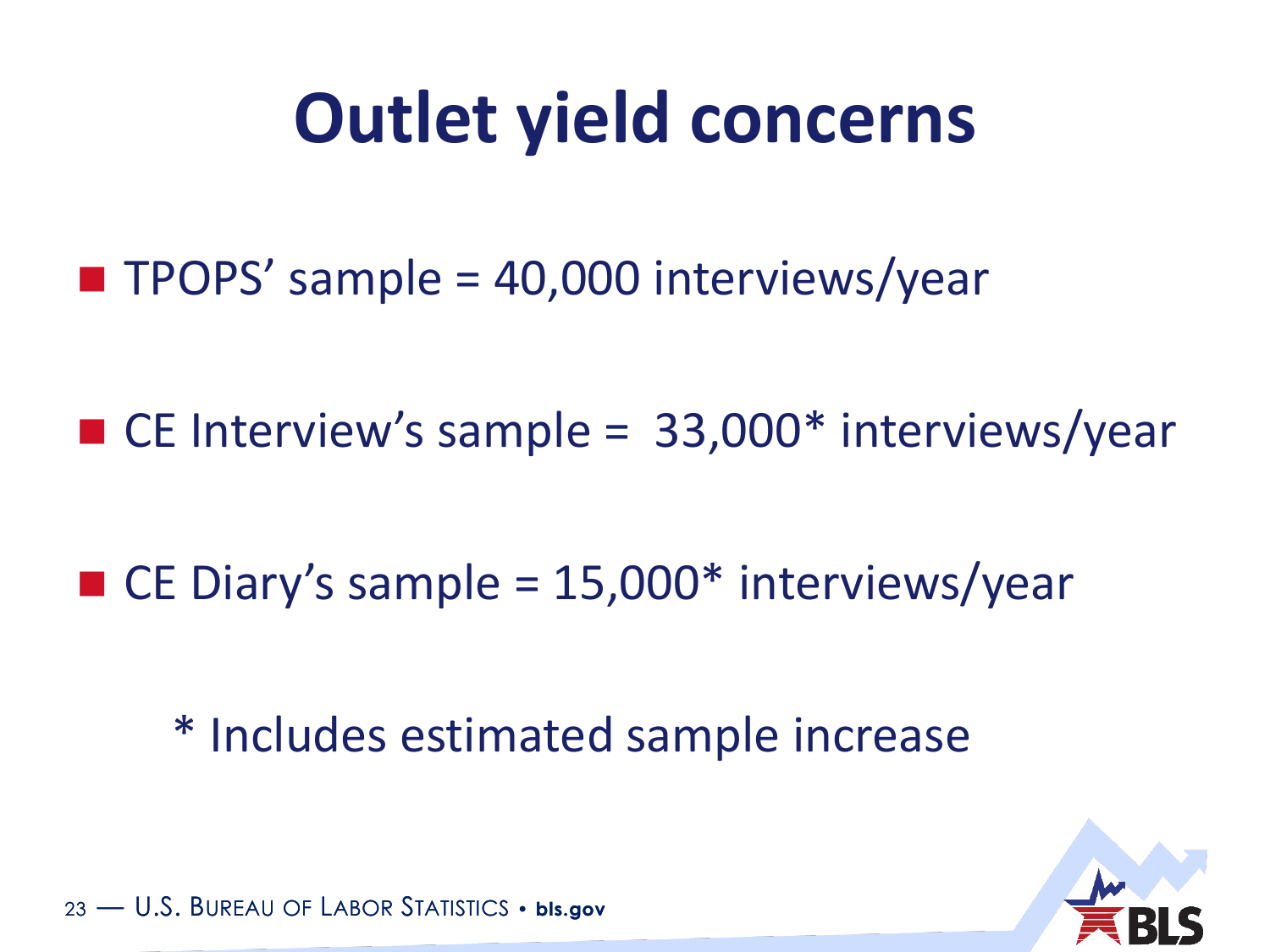# Outlet yield concerns

- TPOPS' sample = 40,000 interviews/year
- CE Interview's sample = 33,000* interviews/year
- CE Diary's sample = 15,000* interviews/year

\* Includes estimated sample increase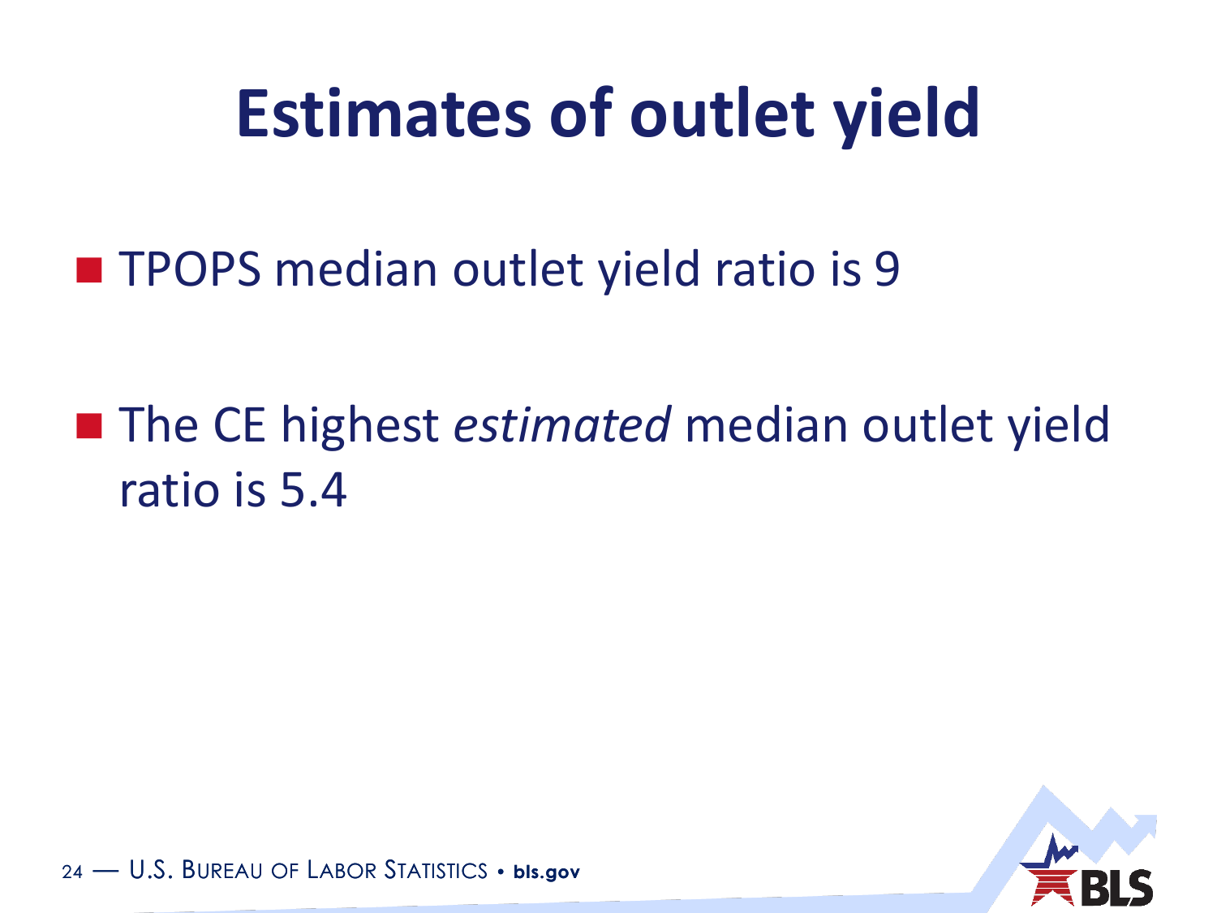# Estimates of outlet yield

- TPOPS median outlet yield ratio is 9
- The CE highest *estimated* median outlet yield ratio is 5.4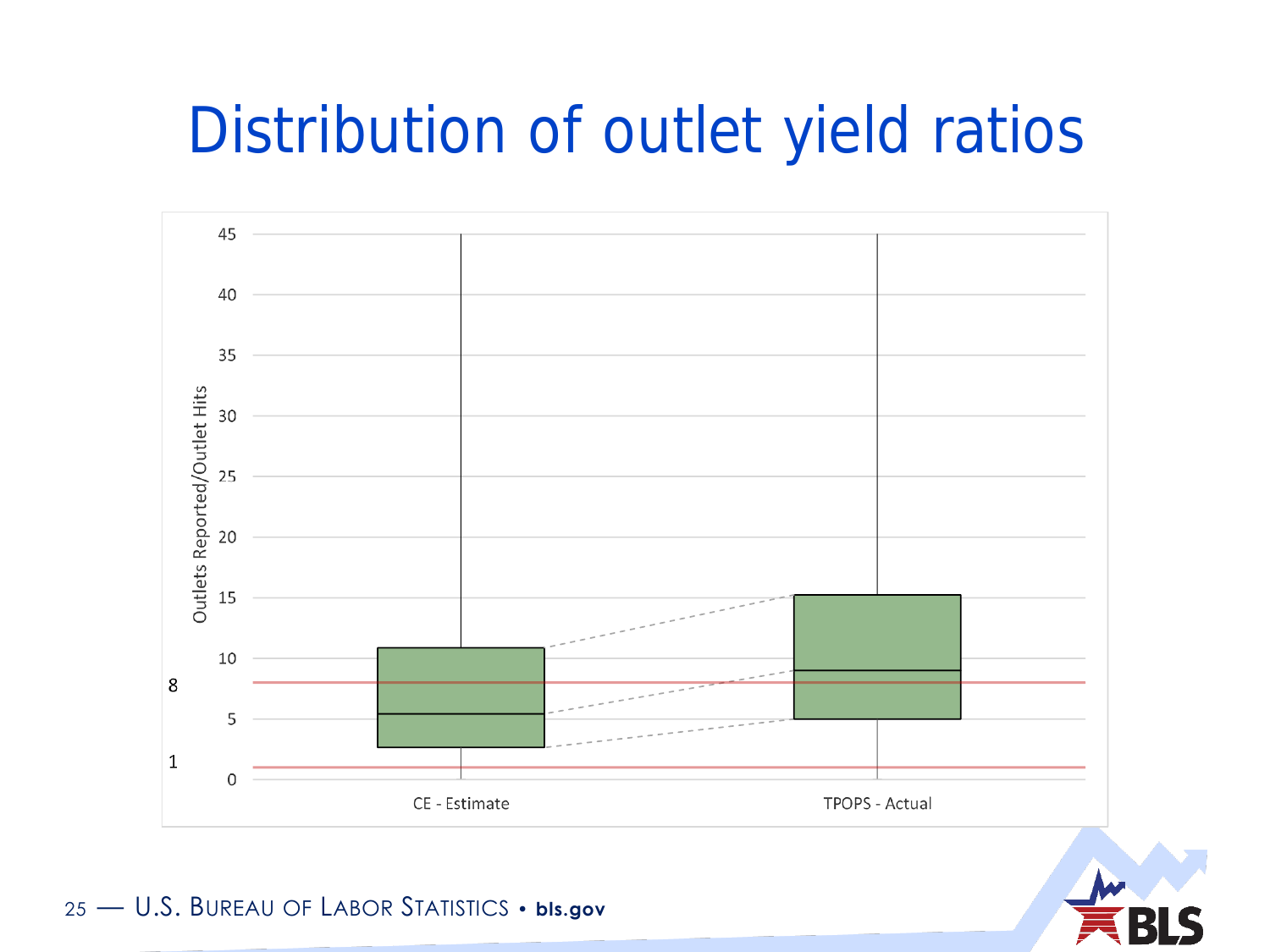# Distribution of outlet yield ratios

Outlets Reported/Outlet Hits

45
40
35
30
25
20
15
10
8
5
1
0

CE - Estimate

TPOPS - Actual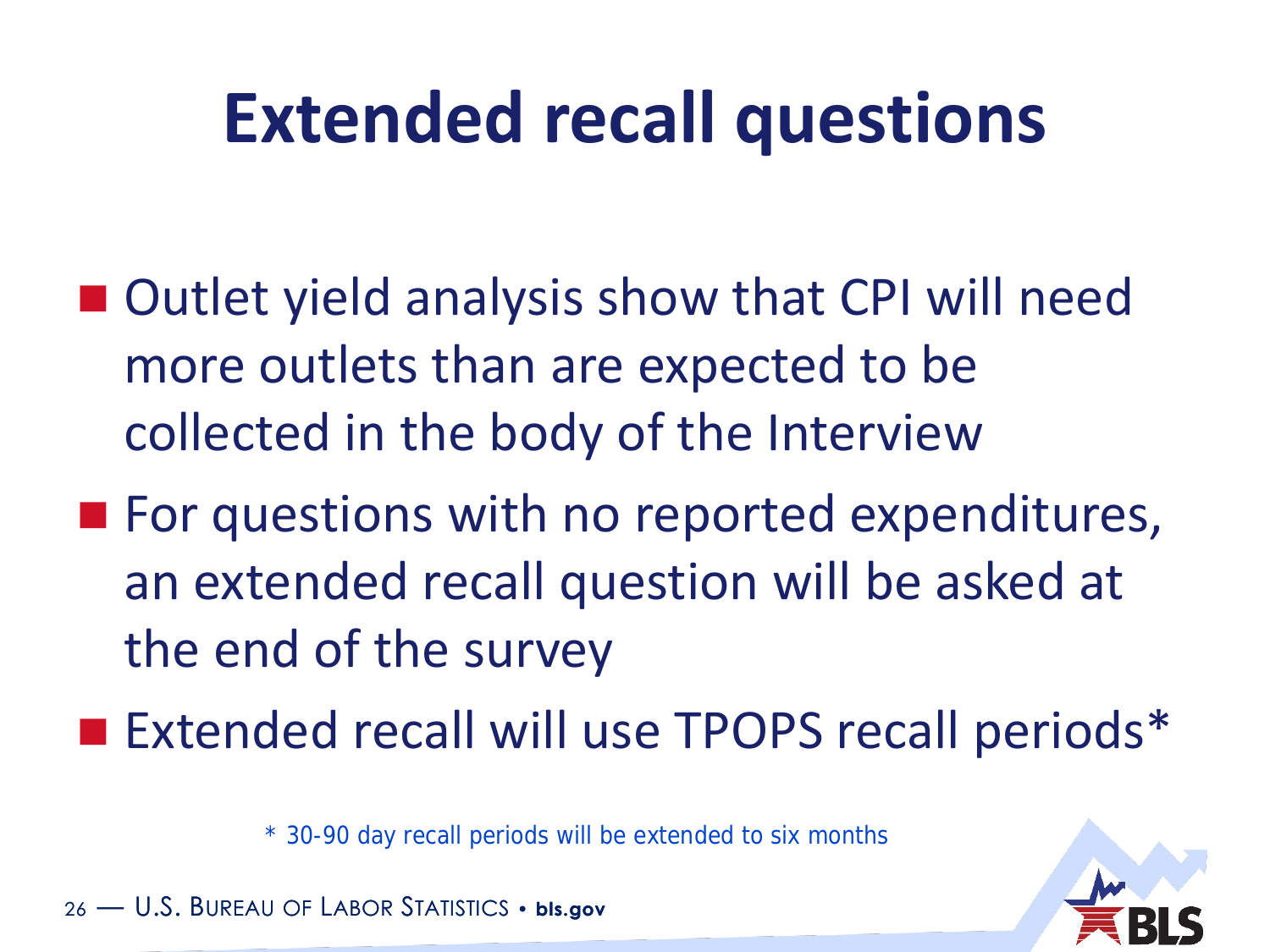# Extended recall questions

- Outlet yield analysis show that CPI will need more outlets than are expected to be collected in the body of the Interview
- For questions with no reported expenditures, an extended recall question will be asked at the end of the survey
- Extended recall will use TPOPS recall periods*

\* 30-90 day recall periods will be extended to six months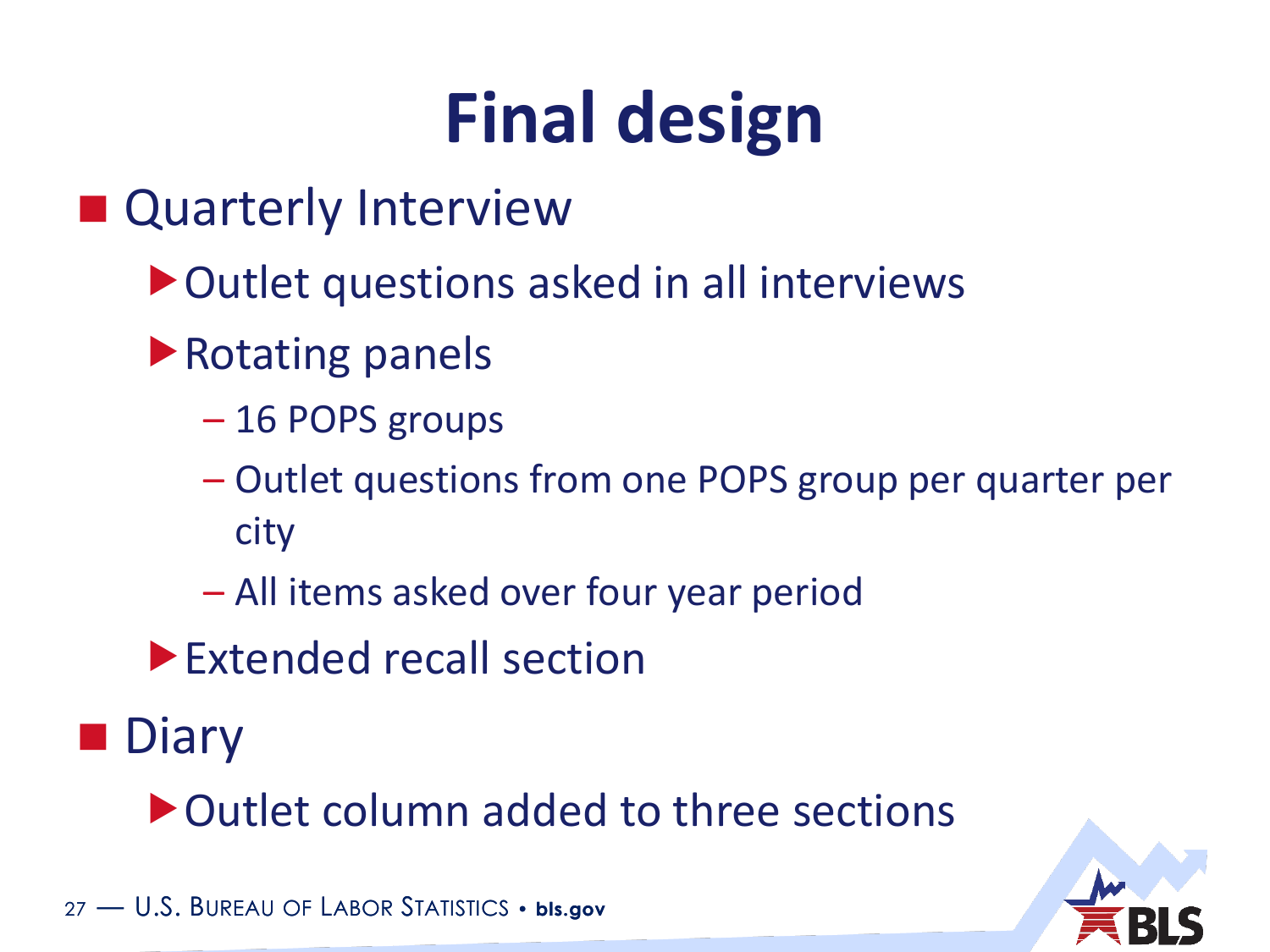# Final design

- Quarterly Interview
  - Outlet questions asked in all interviews
  - Rotating panels
    - 16 POPS groups
    - Outlet questions from one POPS group per quarter per city
    - All items asked over four year period
  - Extended recall section
- Diary
  - Outlet column added to three sections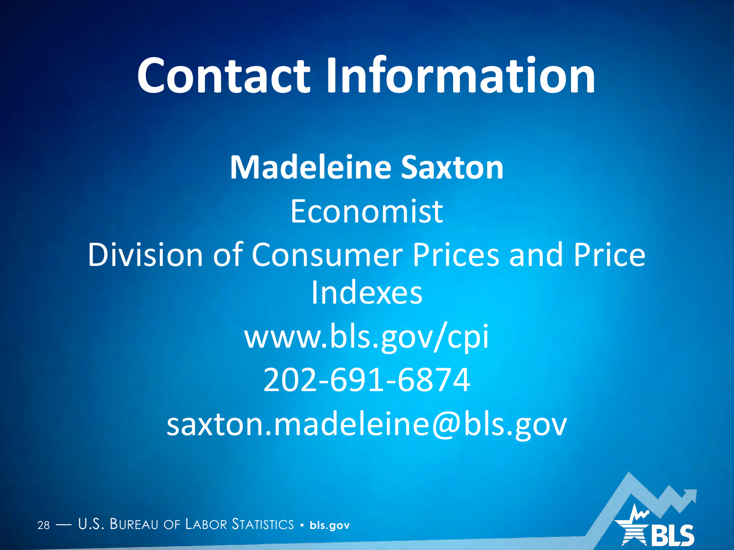# Contact Information

**Madeleine Saxton**

Economist

Division of Consumer Prices and Price Indexes

www.bls.gov/cpi

202-691-6874

saxton.madeleine@bls.gov